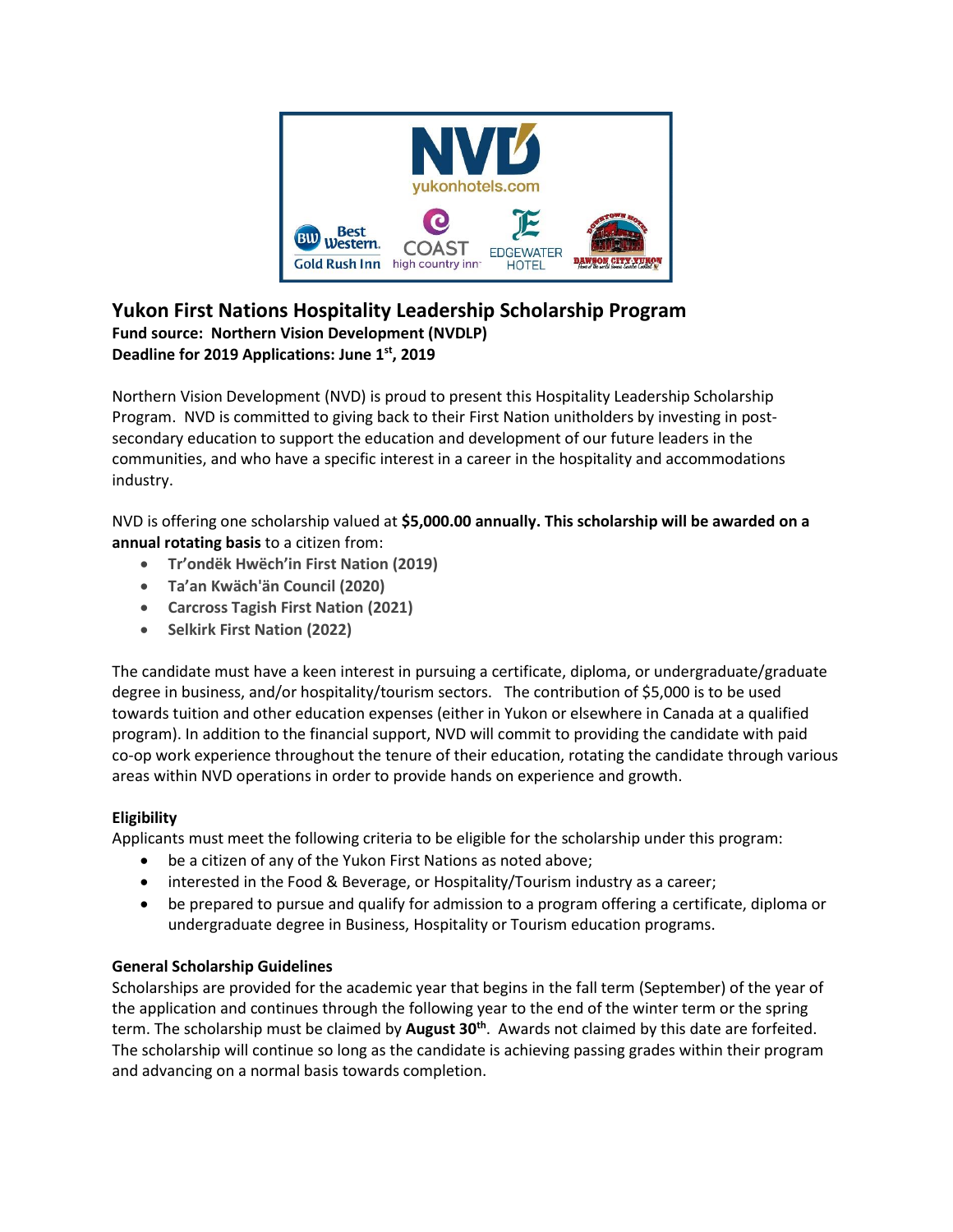# Yukon First Nations Hospitality Leadership Scholarship Program

**Fund source: Northern Vision Development (NVDLP)**
**Deadline for 2019 Applications: June 1st, 2019**

Northern Vision Development (NVD) is proud to present this Hospitality Leadership Scholarship Program. NVD is committed to giving back to their First Nation unitholders by investing in post-secondary education to support the education and development of our future leaders in the communities, and who have a specific interest in a career in the hospitality and accommodations industry.

NVD is offering one scholarship valued at **$5,000.00 annually. This scholarship will be awarded on a annual rotating basis** to a citizen from:

- **Tr'ondëk Hwëch'in First Nation (2019)**
- **Ta'an Kwäch'än Council (2020)**
- **Carcross Tagish First Nation (2021)**
- **Selkirk First Nation (2022)**

The candidate must have a keen interest in pursuing a certificate, diploma, or undergraduate/graduate degree in business, and/or hospitality/tourism sectors. The contribution of $5,000 is to be used towards tuition and other education expenses (either in Yukon or elsewhere in Canada at a qualified program). In addition to the financial support, NVD will commit to providing the candidate with paid co-op work experience throughout the tenure of their education, rotating the candidate through various areas within NVD operations in order to provide hands on experience and growth.

### Eligibility

Applicants must meet the following criteria to be eligible for the scholarship under this program:

- be a citizen of any of the Yukon First Nations as noted above;
- interested in the Food & Beverage, or Hospitality/Tourism industry as a career;
- be prepared to pursue and qualify for admission to a program offering a certificate, diploma or undergraduate degree in Business, Hospitality or Tourism education programs.

### General Scholarship Guidelines

Scholarships are provided for the academic year that begins in the fall term (September) of the year of the application and continues through the following year to the end of the winter term or the spring term. The scholarship must be claimed by **August 30th**. Awards not claimed by this date are forfeited. The scholarship will continue so long as the candidate is achieving passing grades within their program and advancing on a normal basis towards completion.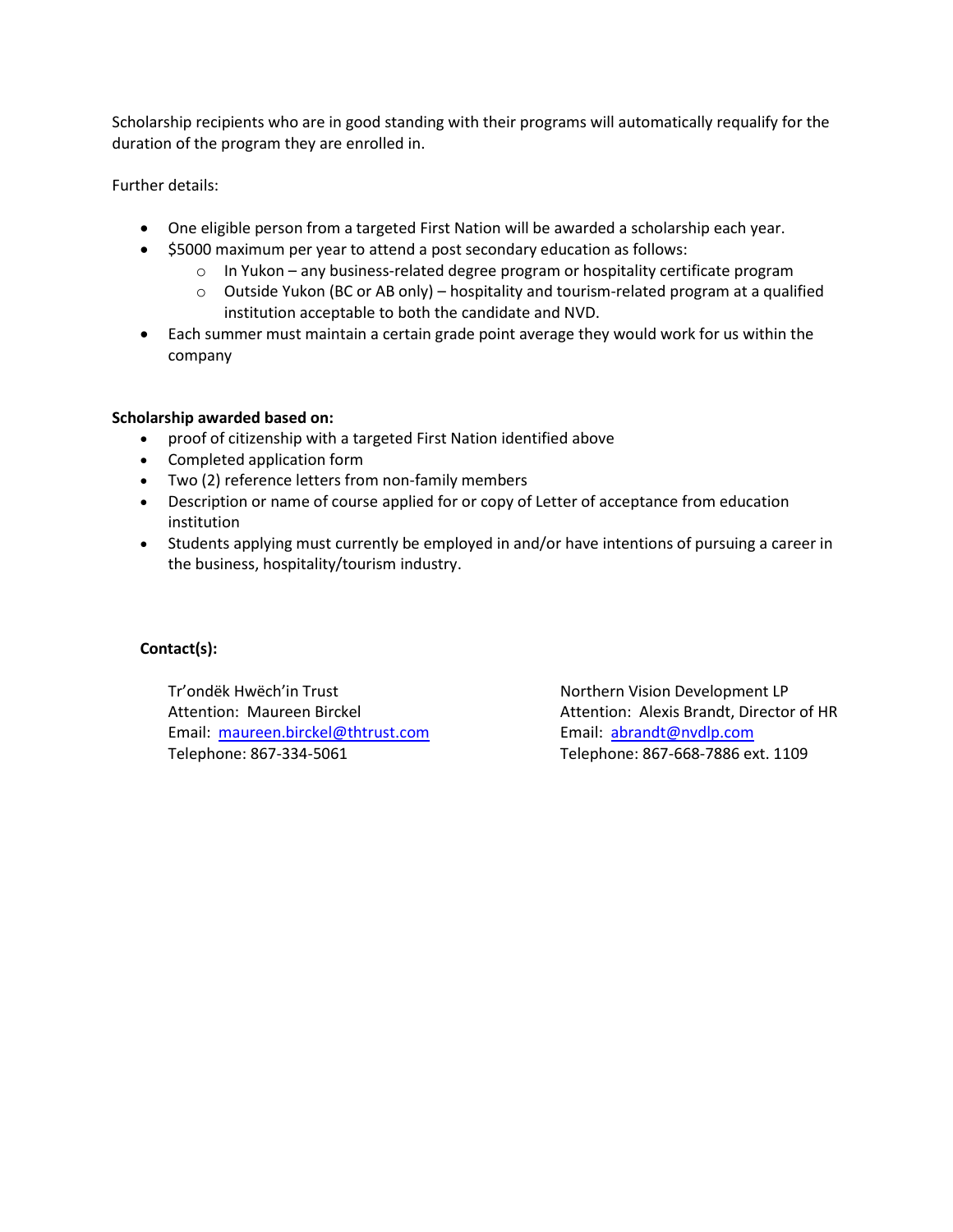Scholarship recipients who are in good standing with their programs will automatically requalify for the duration of the program they are enrolled in.

Further details:

- One eligible person from a targeted First Nation will be awarded a scholarship each year.
- $5000 maximum per year to attend a post secondary education as follows:
  - In Yukon – any business-related degree program or hospitality certificate program
  - Outside Yukon (BC or AB only) – hospitality and tourism-related program at a qualified institution acceptable to both the candidate and NVD.
- Each summer must maintain a certain grade point average they would work for us within the company

**Scholarship awarded based on:**

- proof of citizenship with a targeted First Nation identified above
- Completed application form
- Two (2) reference letters from non-family members
- Description or name of course applied for or copy of Letter of acceptance from education institution
- Students applying must currently be employed in and/or have intentions of pursuing a career in the business, hospitality/tourism industry.

**Contact(s):**

Tr'ondëk Hwëch'in Trust
Attention: Maureen Birckel
Email: maureen.birckel@thtrust.com
Telephone: 867-334-5061

Northern Vision Development LP
Attention: Alexis Brandt, Director of HR
Email: abrandt@nvdlp.com
Telephone: 867-668-7886 ext. 1109